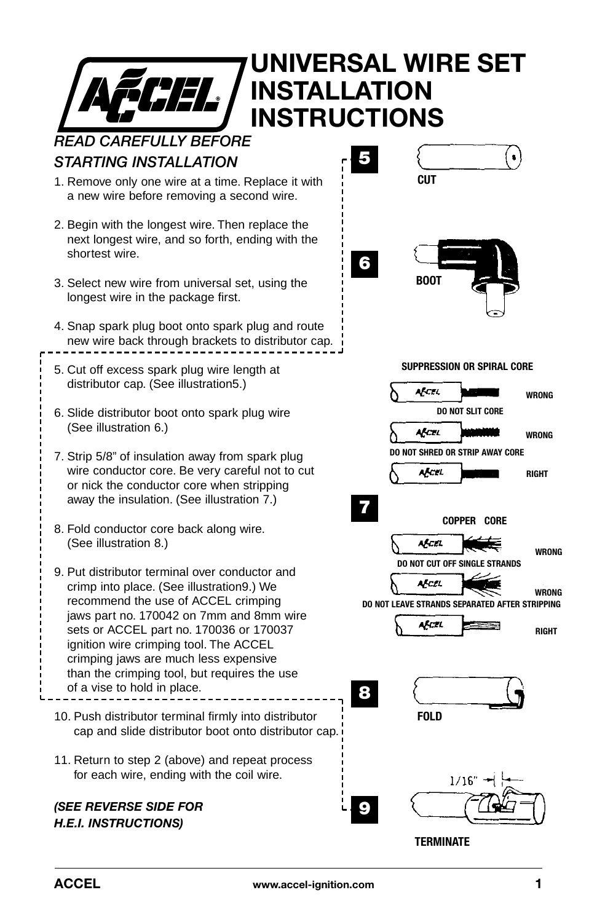# UNIVERSAL WIRE SET INSTALLATION INSTRUCTIONS

*READ CAREFULLY BEFORE STARTING INSTALLATION*

1. Remove only one wire at a time. Replace it with a new wire before removing a second wire.

2. Begin with the longest wire. Then replace the next longest wire, and so forth, ending with the shortest wire.

3. Select new wire from universal set, using the longest wire in the package first.

4. Snap spark plug boot onto spark plug and route new wire back through brackets to distributor cap.

5. Cut off excess spark plug wire length at distributor cap. (See illustration5.)

6. Slide distributor boot onto spark plug wire (See illustration 6.)

7. Strip 5/8" of insulation away from spark plug wire conductor core. Be very careful not to cut or nick the conductor core when stripping away the insulation. (See illustration 7.)

8. Fold conductor core back along wire. (See illustration 8.)

9. Put distributor terminal over conductor and crimp into place. (See illustration9.) We recommend the use of ACCEL crimping jaws part no. 170042 on 7mm and 8mm wire sets or ACCEL part no. 170036 or 170037 ignition wire crimping tool. The ACCEL crimping jaws are much less expensive than the crimping tool, but requires the use of a vise to hold in place.

10. Push distributor terminal firmly into distributor cap and slide distributor boot onto distributor cap.

11. Return to step 2 (above) and repeat process for each wire, ending with the coil wire.

***(SEE REVERSE SIDE FOR H.E.I. INSTRUCTIONS)***

**5** CUT

**6** BOOT

**7**

SUPPRESSION OR SPIRAL CORE

- WRONG — DO NOT SLIT CORE
- WRONG — DO NOT SHRED OR STRIP AWAY CORE
- RIGHT

COPPER CORE

- WRONG — DO NOT CUT OFF SINGLE STRANDS
- WRONG — DO NOT LEAVE STRANDS SEPARATED AFTER STRIPPING
- RIGHT

**8** FOLD

**9** 1/16" TERMINATE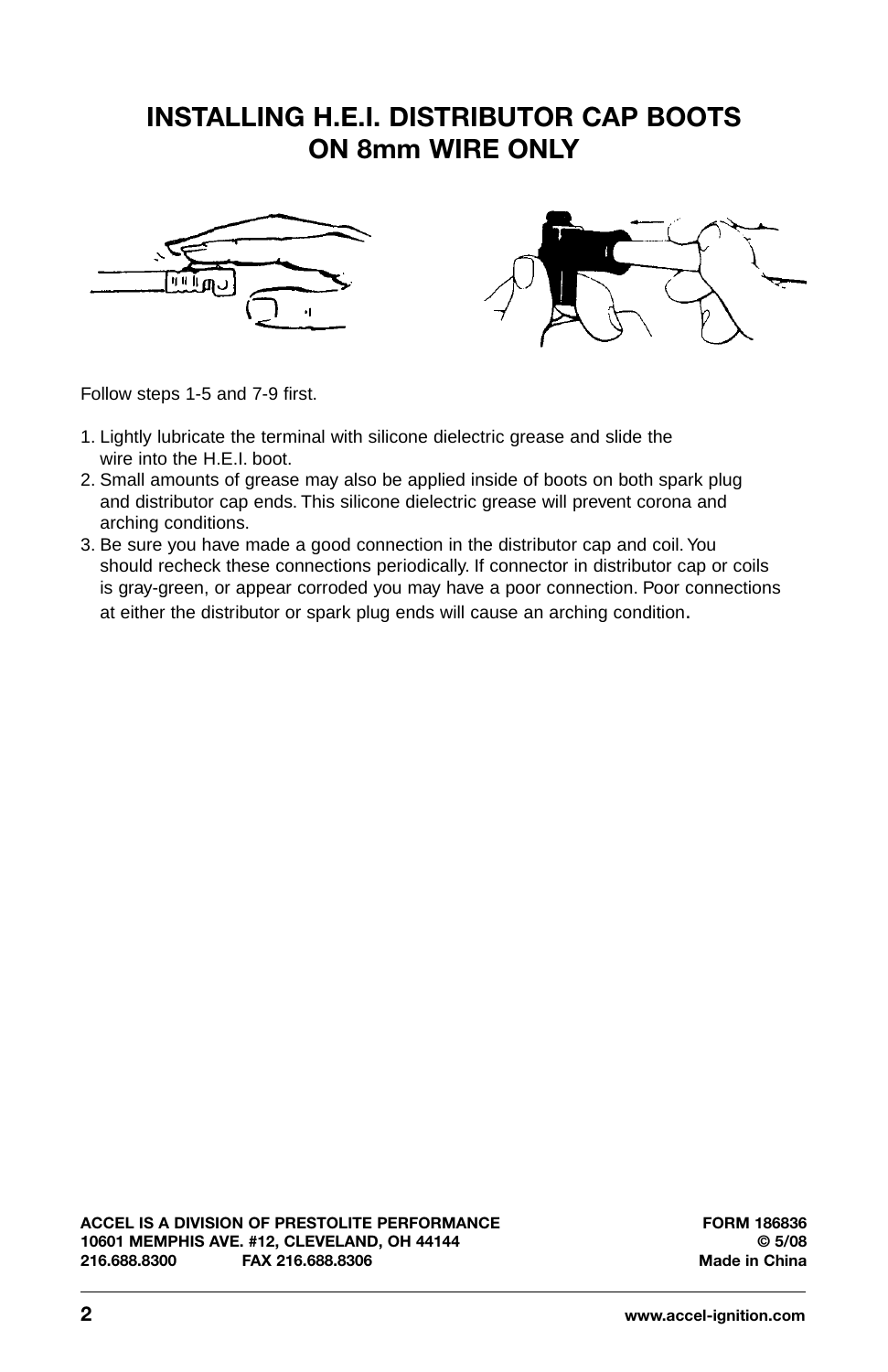# INSTALLING H.E.I. DISTRIBUTOR CAP BOOTS ON 8mm WIRE ONLY

Follow steps 1-5 and 7-9 first.

1. Lightly lubricate the terminal with silicone dielectric grease and slide the wire into the H.E.I. boot.
2. Small amounts of grease may also be applied inside of boots on both spark plug and distributor cap ends. This silicone dielectric grease will prevent corona and arching conditions.
3. Be sure you have made a good connection in the distributor cap and coil. You should recheck these connections periodically. If connector in distributor cap or coils is gray-green, or appear corroded you may have a poor connection. Poor connections at either the distributor or spark plug ends will cause an arching condition.

**ACCEL IS A DIVISION OF PRESTOLITE PERFORMANCE**
**10601 MEMPHIS AVE. #12, CLEVELAND, OH 44144**
**216.688.8300 FAX 216.688.8306**

**FORM 186836**
**© 5/08**
**Made in China**

**www.accel-ignition.com**